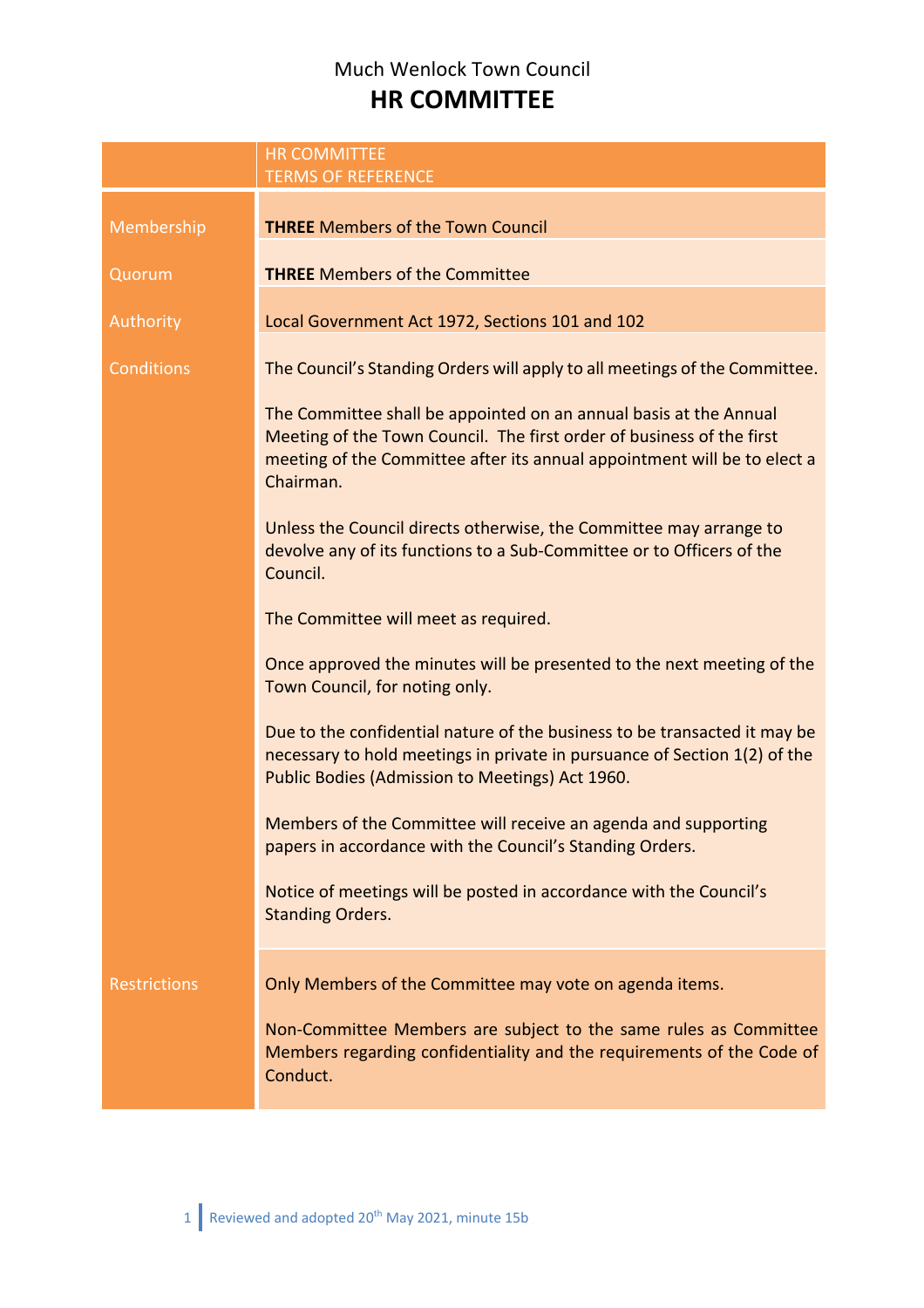Much Wenlock Town Council

# HR COMMITTEE

| | HR COMMITTEE<br>TERMS OF REFERENCE |
|---|---|
| Membership | **THREE** Members of the Town Council |
| Quorum | **THREE** Members of the Committee |
| Authority | Local Government Act 1972, Sections 101 and 102 |
| Conditions | The Council's Standing Orders will apply to all meetings of the Committee.<br><br>The Committee shall be appointed on an annual basis at the Annual Meeting of the Town Council. The first order of business of the first meeting of the Committee after its annual appointment will be to elect a Chairman.<br><br>Unless the Council directs otherwise, the Committee may arrange to devolve any of its functions to a Sub-Committee or to Officers of the Council.<br><br>The Committee will meet as required.<br><br>Once approved the minutes will be presented to the next meeting of the Town Council, for noting only.<br><br>Due to the confidential nature of the business to be transacted it may be necessary to hold meetings in private in pursuance of Section 1(2) of the Public Bodies (Admission to Meetings) Act 1960.<br><br>Members of the Committee will receive an agenda and supporting papers in accordance with the Council's Standing Orders.<br><br>Notice of meetings will be posted in accordance with the Council's Standing Orders. |
| Restrictions | Only Members of the Committee may vote on agenda items.<br><br>Non-Committee Members are subject to the same rules as Committee Members regarding confidentiality and the requirements of the Code of Conduct. |

Reviewed and adopted 20th May 2021, minute 15b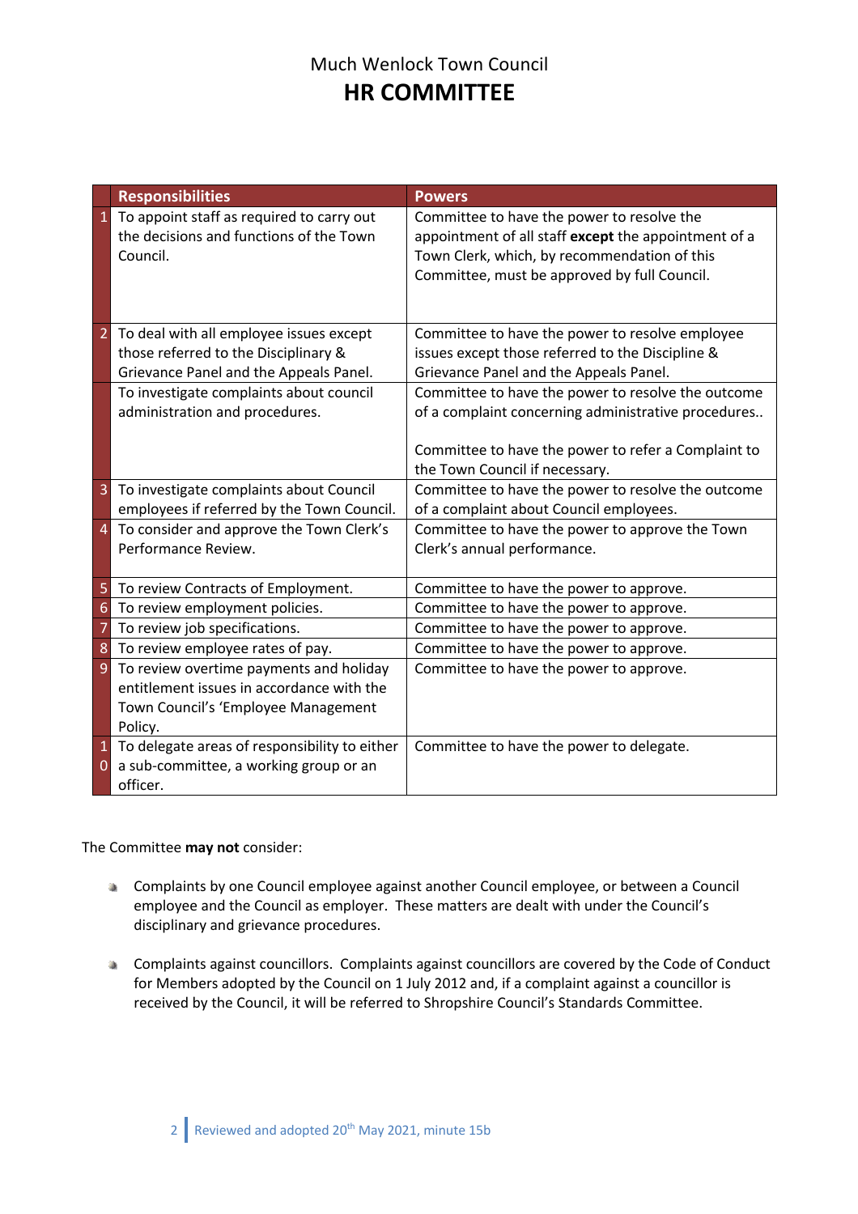Much Wenlock Town Council

# HR COMMITTEE

| | Responsibilities | Powers |
|---|---|---|
| 1 | To appoint staff as required to carry out the decisions and functions of the Town Council. | Committee to have the power to resolve the appointment of all staff **except** the appointment of a Town Clerk, which, by recommendation of this Committee, must be approved by full Council. |
| 2 | To deal with all employee issues except those referred to the Disciplinary & Grievance Panel and the Appeals Panel. | Committee to have the power to resolve employee issues except those referred to the Discipline & Grievance Panel and the Appeals Panel. |
| | To investigate complaints about council administration and procedures. | Committee to have the power to resolve the outcome of a complaint concerning administrative procedures.. Committee to have the power to refer a Complaint to the Town Council if necessary. |
| 3 | To investigate complaints about Council employees if referred by the Town Council. | Committee to have the power to resolve the outcome of a complaint about Council employees. |
| 4 | To consider and approve the Town Clerk's Performance Review. | Committee to have the power to approve the Town Clerk's annual performance. |
| 5 | To review Contracts of Employment. | Committee to have the power to approve. |
| 6 | To review employment policies. | Committee to have the power to approve. |
| 7 | To review job specifications. | Committee to have the power to approve. |
| 8 | To review employee rates of pay. | Committee to have the power to approve. |
| 9 | To review overtime payments and holiday entitlement issues in accordance with the Town Council's 'Employee Management Policy. | Committee to have the power to approve. |
| 10 | To delegate areas of responsibility to either a sub-committee, a working group or an officer. | Committee to have the power to delegate. |

The Committee **may not** consider:

- Complaints by one Council employee against another Council employee, or between a Council employee and the Council as employer. These matters are dealt with under the Council's disciplinary and grievance procedures.

- Complaints against councillors. Complaints against councillors are covered by the Code of Conduct for Members adopted by the Council on 1 July 2012 and, if a complaint against a councillor is received by the Council, it will be referred to Shropshire Council's Standards Committee.

Reviewed and adopted 20th May 2021, minute 15b